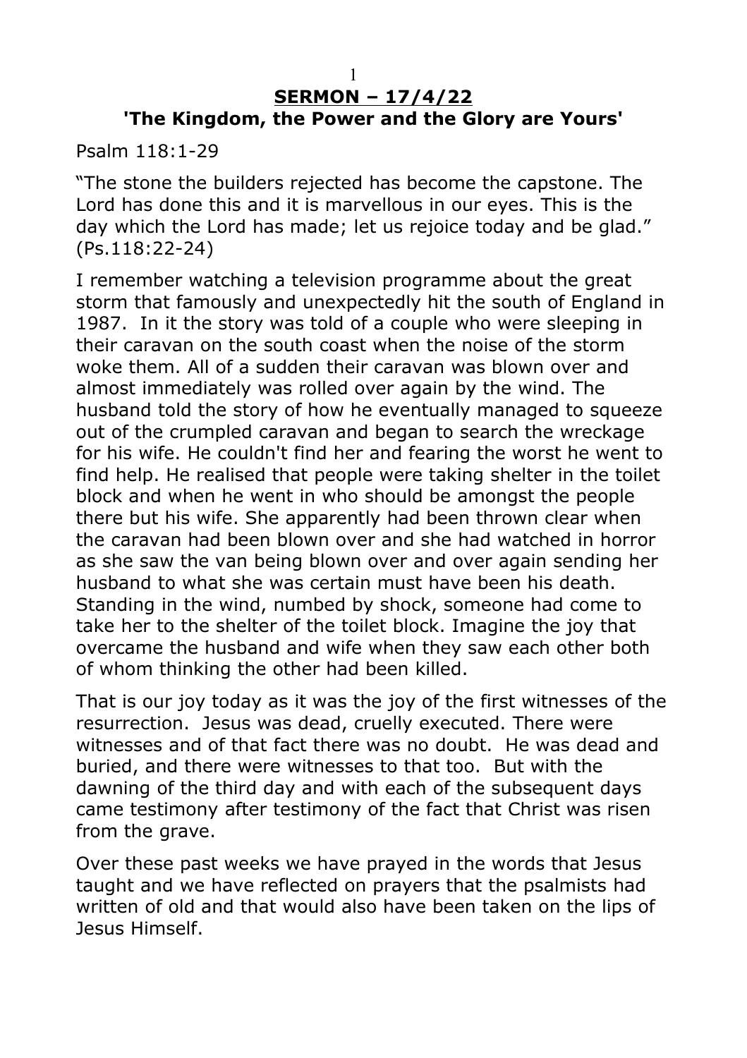# **SERMON – 17/4/22**
## **'The Kingdom, the Power and the Glory are Yours'**

Psalm 118:1-29

"The stone the builders rejected has become the capstone. The Lord has done this and it is marvellous in our eyes. This is the day which the Lord has made; let us rejoice today and be glad." (Ps.118:22-24)

I remember watching a television programme about the great storm that famously and unexpectedly hit the south of England in 1987. In it the story was told of a couple who were sleeping in their caravan on the south coast when the noise of the storm woke them. All of a sudden their caravan was blown over and almost immediately was rolled over again by the wind. The husband told the story of how he eventually managed to squeeze out of the crumpled caravan and began to search the wreckage for his wife. He couldn't find her and fearing the worst he went to find help. He realised that people were taking shelter in the toilet block and when he went in who should be amongst the people there but his wife. She apparently had been thrown clear when the caravan had been blown over and she had watched in horror as she saw the van being blown over and over again sending her husband to what she was certain must have been his death. Standing in the wind, numbed by shock, someone had come to take her to the shelter of the toilet block. Imagine the joy that overcame the husband and wife when they saw each other both of whom thinking the other had been killed.

That is our joy today as it was the joy of the first witnesses of the resurrection. Jesus was dead, cruelly executed. There were witnesses and of that fact there was no doubt. He was dead and buried, and there were witnesses to that too. But with the dawning of the third day and with each of the subsequent days came testimony after testimony of the fact that Christ was risen from the grave.

Over these past weeks we have prayed in the words that Jesus taught and we have reflected on prayers that the psalmists had written of old and that would also have been taken on the lips of Jesus Himself.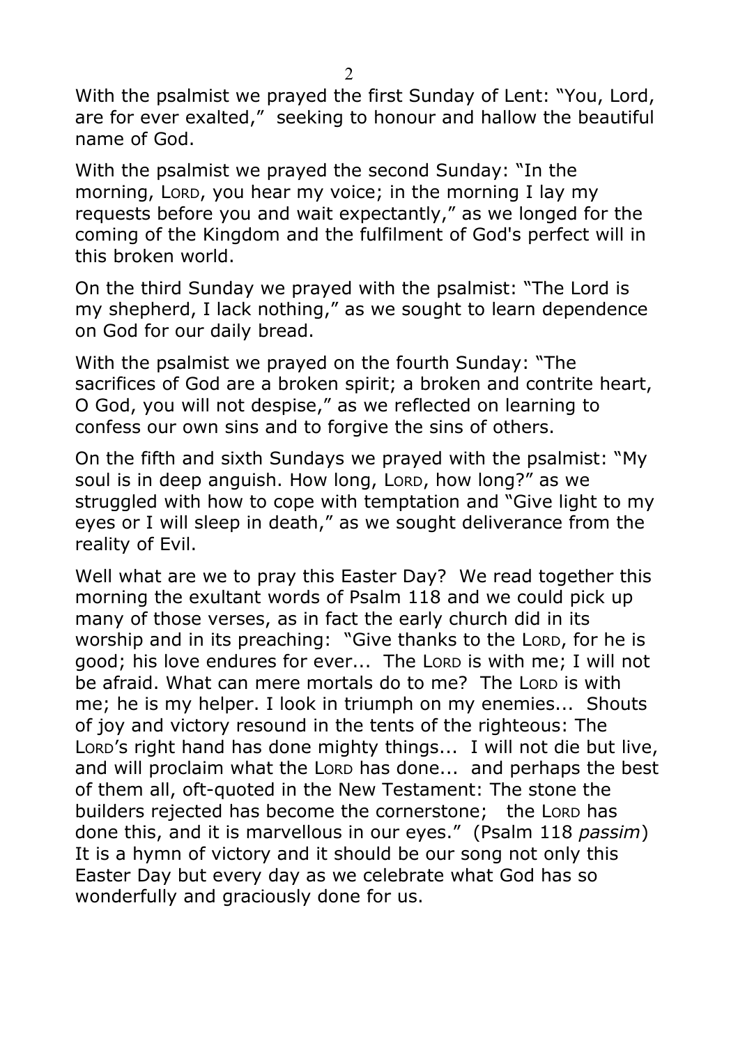With the psalmist we prayed the first Sunday of Lent: "You, Lord, are for ever exalted," seeking to honour and hallow the beautiful name of God.

With the psalmist we prayed the second Sunday: "In the morning, LORD, you hear my voice; in the morning I lay my requests before you and wait expectantly," as we longed for the coming of the Kingdom and the fulfilment of God's perfect will in this broken world.

On the third Sunday we prayed with the psalmist: "The Lord is my shepherd, I lack nothing," as we sought to learn dependence on God for our daily bread.

With the psalmist we prayed on the fourth Sunday: "The sacrifices of God are a broken spirit; a broken and contrite heart, O God, you will not despise," as we reflected on learning to confess our own sins and to forgive the sins of others.

On the fifth and sixth Sundays we prayed with the psalmist: "My soul is in deep anguish. How long, LORD, how long?" as we struggled with how to cope with temptation and "Give light to my eyes or I will sleep in death," as we sought deliverance from the reality of Evil.

Well what are we to pray this Easter Day? We read together this morning the exultant words of Psalm 118 and we could pick up many of those verses, as in fact the early church did in its worship and in its preaching: "Give thanks to the LORD, for he is good; his love endures for ever... The LORD is with me; I will not be afraid. What can mere mortals do to me? The LORD is with me; he is my helper. I look in triumph on my enemies... Shouts of joy and victory resound in the tents of the righteous: The LORD's right hand has done mighty things... I will not die but live, and will proclaim what the LORD has done... and perhaps the best of them all, oft-quoted in the New Testament: The stone the builders rejected has become the cornerstone; the LORD has done this, and it is marvellous in our eyes." (Psalm 118 *passim*) It is a hymn of victory and it should be our song not only this Easter Day but every day as we celebrate what God has so wonderfully and graciously done for us.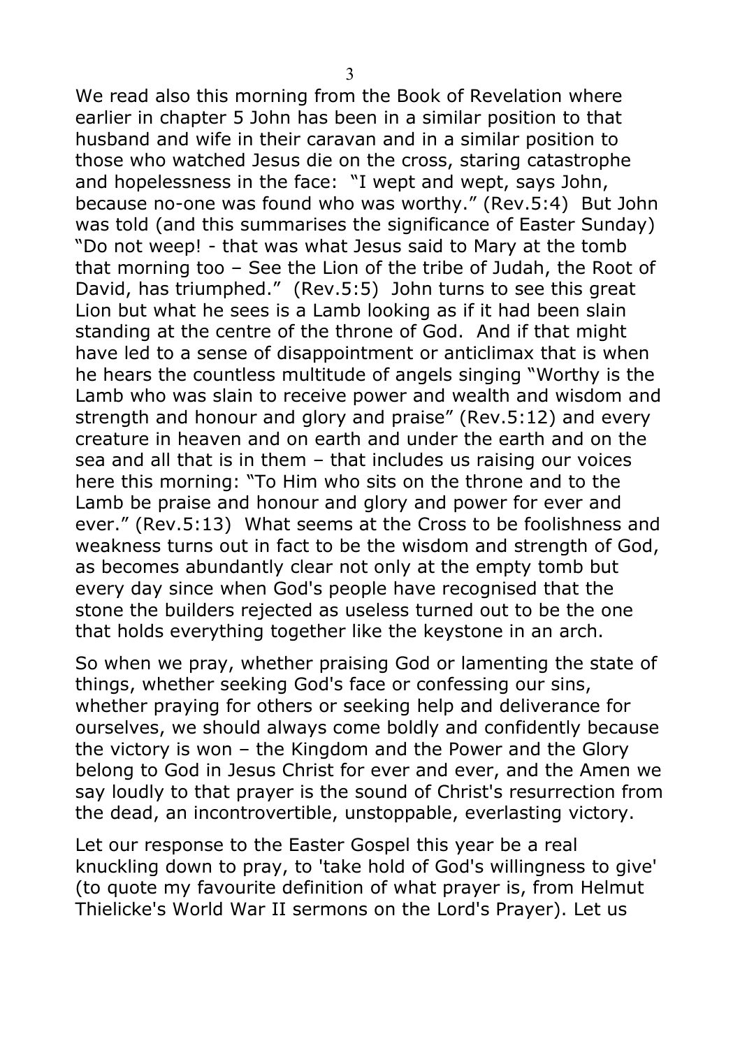We read also this morning from the Book of Revelation where earlier in chapter 5 John has been in a similar position to that husband and wife in their caravan and in a similar position to those who watched Jesus die on the cross, staring catastrophe and hopelessness in the face: "I wept and wept, says John, because no-one was found who was worthy." (Rev.5:4) But John was told (and this summarises the significance of Easter Sunday) "Do not weep! - that was what Jesus said to Mary at the tomb that morning too – See the Lion of the tribe of Judah, the Root of David, has triumphed." (Rev.5:5) John turns to see this great Lion but what he sees is a Lamb looking as if it had been slain standing at the centre of the throne of God. And if that might have led to a sense of disappointment or anticlimax that is when he hears the countless multitude of angels singing "Worthy is the Lamb who was slain to receive power and wealth and wisdom and strength and honour and glory and praise" (Rev.5:12) and every creature in heaven and on earth and under the earth and on the sea and all that is in them – that includes us raising our voices here this morning: "To Him who sits on the throne and to the Lamb be praise and honour and glory and power for ever and ever." (Rev.5:13) What seems at the Cross to be foolishness and weakness turns out in fact to be the wisdom and strength of God, as becomes abundantly clear not only at the empty tomb but every day since when God's people have recognised that the stone the builders rejected as useless turned out to be the one that holds everything together like the keystone in an arch.

So when we pray, whether praising God or lamenting the state of things, whether seeking God's face or confessing our sins, whether praying for others or seeking help and deliverance for ourselves, we should always come boldly and confidently because the victory is won – the Kingdom and the Power and the Glory belong to God in Jesus Christ for ever and ever, and the Amen we say loudly to that prayer is the sound of Christ's resurrection from the dead, an incontrovertible, unstoppable, everlasting victory.

Let our response to the Easter Gospel this year be a real knuckling down to pray, to 'take hold of God's willingness to give' (to quote my favourite definition of what prayer is, from Helmut Thielicke's World War II sermons on the Lord's Prayer). Let us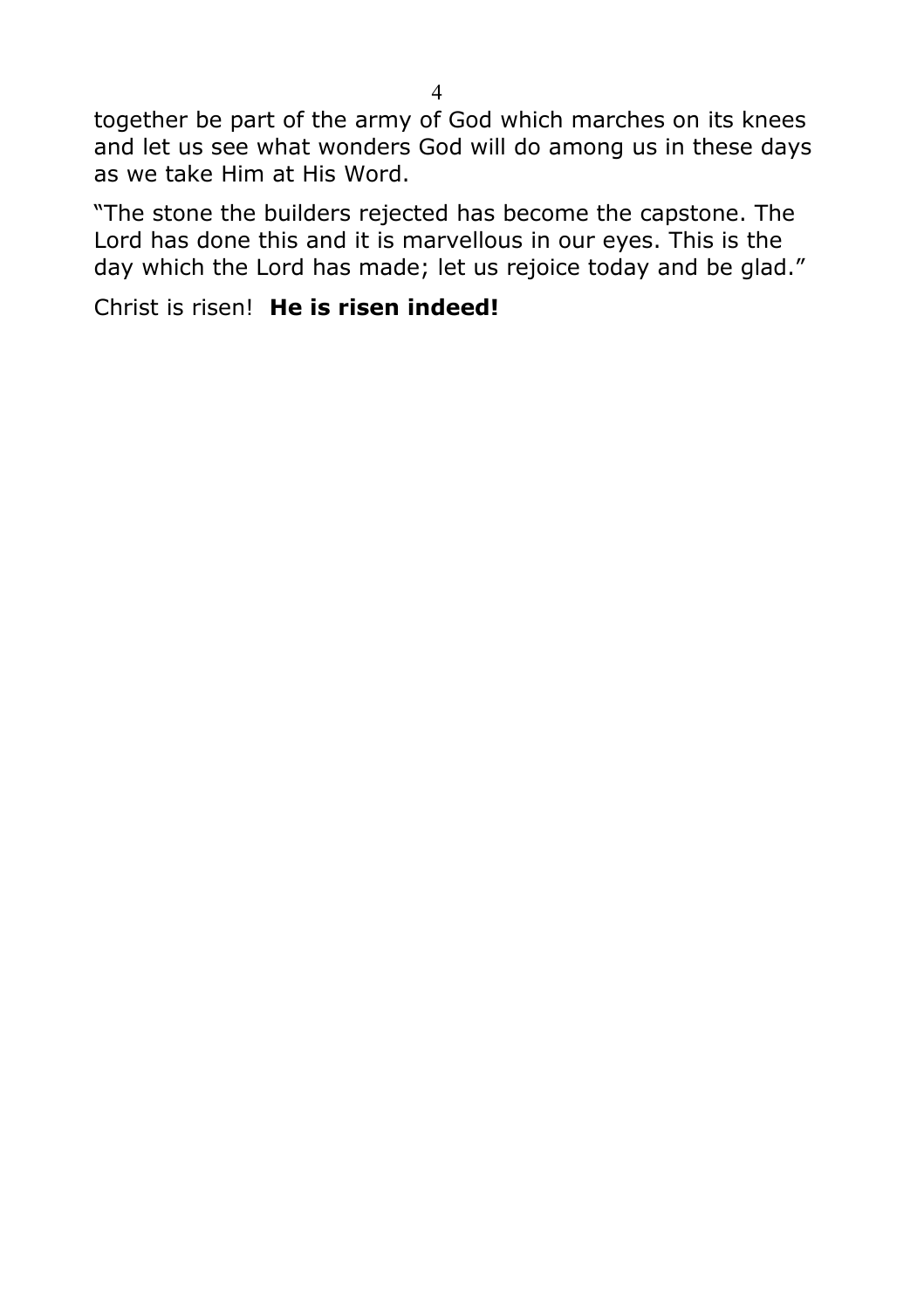together be part of the army of God which marches on its knees and let us see what wonders God will do among us in these days as we take Him at His Word.

"The stone the builders rejected has become the capstone. The Lord has done this and it is marvellous in our eyes. This is the day which the Lord has made; let us rejoice today and be glad."

Christ is risen! **He is risen indeed!**